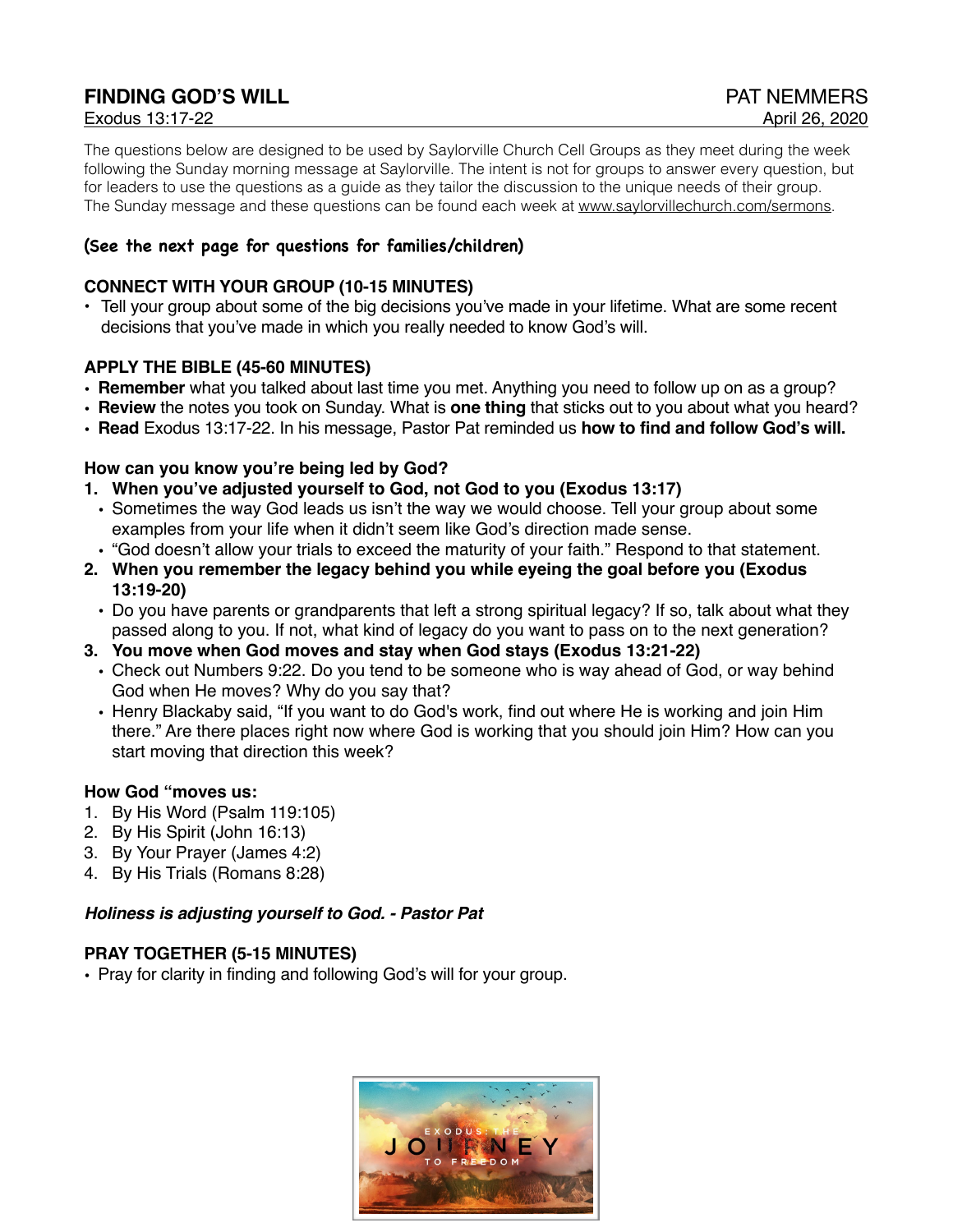# FINDING GOD'S WILL

Exodus 13:17-22

PAT NEMMERS

April 26, 2020

The questions below are designed to be used by Saylorville Church Cell Groups as they meet during the week following the Sunday morning message at Saylorville. The intent is not for groups to answer every question, but for leaders to use the questions as a guide as they tailor the discussion to the unique needs of their group. The Sunday message and these questions can be found each week at www.saylorvillechurch.com/sermons.

**(See the next page for questions for families/children)**

## CONNECT WITH YOUR GROUP (10-15 MINUTES)

- Tell your group about some of the big decisions you've made in your lifetime. What are some recent decisions that you've made in which you really needed to know God's will.

## APPLY THE BIBLE (45-60 MINUTES)

- **Remember** what you talked about last time you met. Anything you need to follow up on as a group?
- **Review** the notes you took on Sunday. What is **one thing** that sticks out to you about what you heard?
- **Read** Exodus 13:17-22. In his message, Pastor Pat reminded us **how to find and follow God's will.**

**How can you know you're being led by God?**

1. **When you've adjusted yourself to God, not God to you (Exodus 13:17)**
   - Sometimes the way God leads us isn't the way we would choose. Tell your group about some examples from your life when it didn't seem like God's direction made sense.
   - "God doesn't allow your trials to exceed the maturity of your faith." Respond to that statement.
2. **When you remember the legacy behind you while eyeing the goal before you (Exodus 13:19-20)**
   - Do you have parents or grandparents that left a strong spiritual legacy? If so, talk about what they passed along to you. If not, what kind of legacy do you want to pass on to the next generation?
3. **You move when God moves and stay when God stays (Exodus 13:21-22)**
   - Check out Numbers 9:22. Do you tend to be someone who is way ahead of God, or way behind God when He moves? Why do you say that?
   - Henry Blackaby said, "If you want to do God's work, find out where He is working and join Him there." Are there places right now where God is working that you should join Him? How can you start moving that direction this week?

**How God "moves us:**

1. By His Word (Psalm 119:105)
2. By His Spirit (John 16:13)
3. By Your Prayer (James 4:2)
4. By His Trials (Romans 8:28)

***Holiness is adjusting yourself to God. - Pastor Pat***

## PRAY TOGETHER (5-15 MINUTES)

- Pray for clarity in finding and following God's will for your group.

EXODUS: THE JOURNEY TO FREEDOM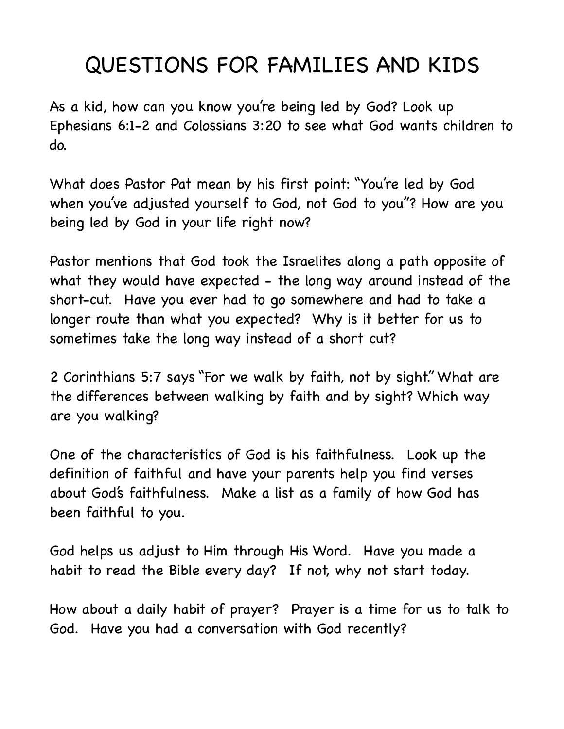# QUESTIONS FOR FAMILIES AND KIDS

As a kid, how can you know you're being led by God? Look up Ephesians 6:1-2 and Colossians 3:20 to see what God wants children to do.

What does Pastor Pat mean by his first point: "You're led by God when you've adjusted yourself to God, not God to you"? How are you being led by God in your life right now?

Pastor mentions that God took the Israelites along a path opposite of what they would have expected - the long way around instead of the short-cut. Have you ever had to go somewhere and had to take a longer route than what you expected? Why is it better for us to sometimes take the long way instead of a short cut?

2 Corinthians 5:7 says "For we walk by faith, not by sight." What are the differences between walking by faith and by sight? Which way are you walking?

One of the characteristics of God is his faithfulness. Look up the definition of faithful and have your parents help you find verses about God's faithfulness. Make a list as a family of how God has been faithful to you.

God helps us adjust to Him through His Word. Have you made a habit to read the Bible every day? If not, why not start today.

How about a daily habit of prayer? Prayer is a time for us to talk to God. Have you had a conversation with God recently?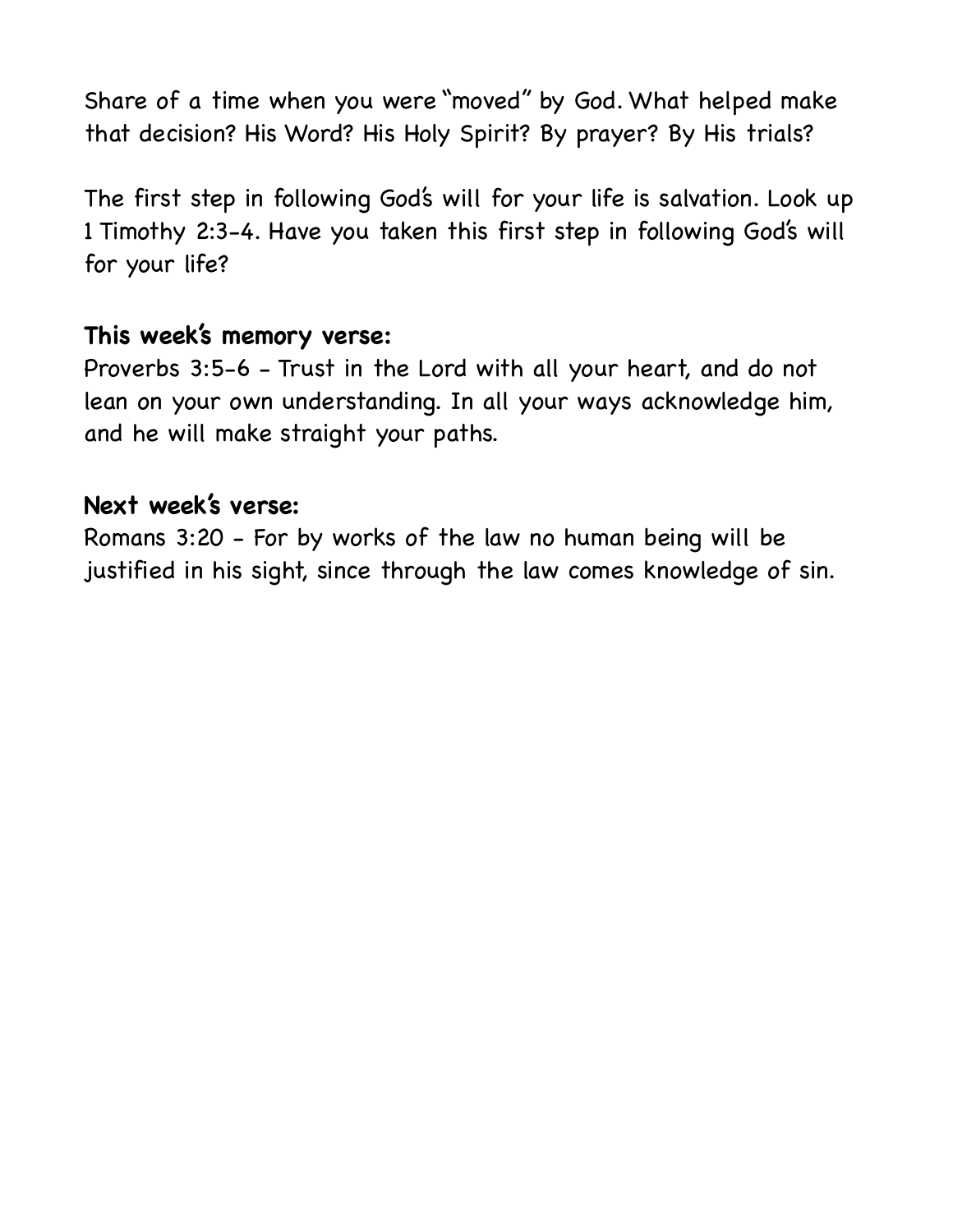Share of a time when you were "moved" by God. What helped make that decision? His Word? His Holy Spirit? By prayer? By His trials?

The first step in following God's will for your life is salvation. Look up 1 Timothy 2:3-4. Have you taken this first step in following God's will for your life?

**This week's memory verse:**
Proverbs 3:5-6 - Trust in the Lord with all your heart, and do not lean on your own understanding. In all your ways acknowledge him, and he will make straight your paths.

**Next week's verse:**
Romans 3:20 - For by works of the law no human being will be justified in his sight, since through the law comes knowledge of sin.